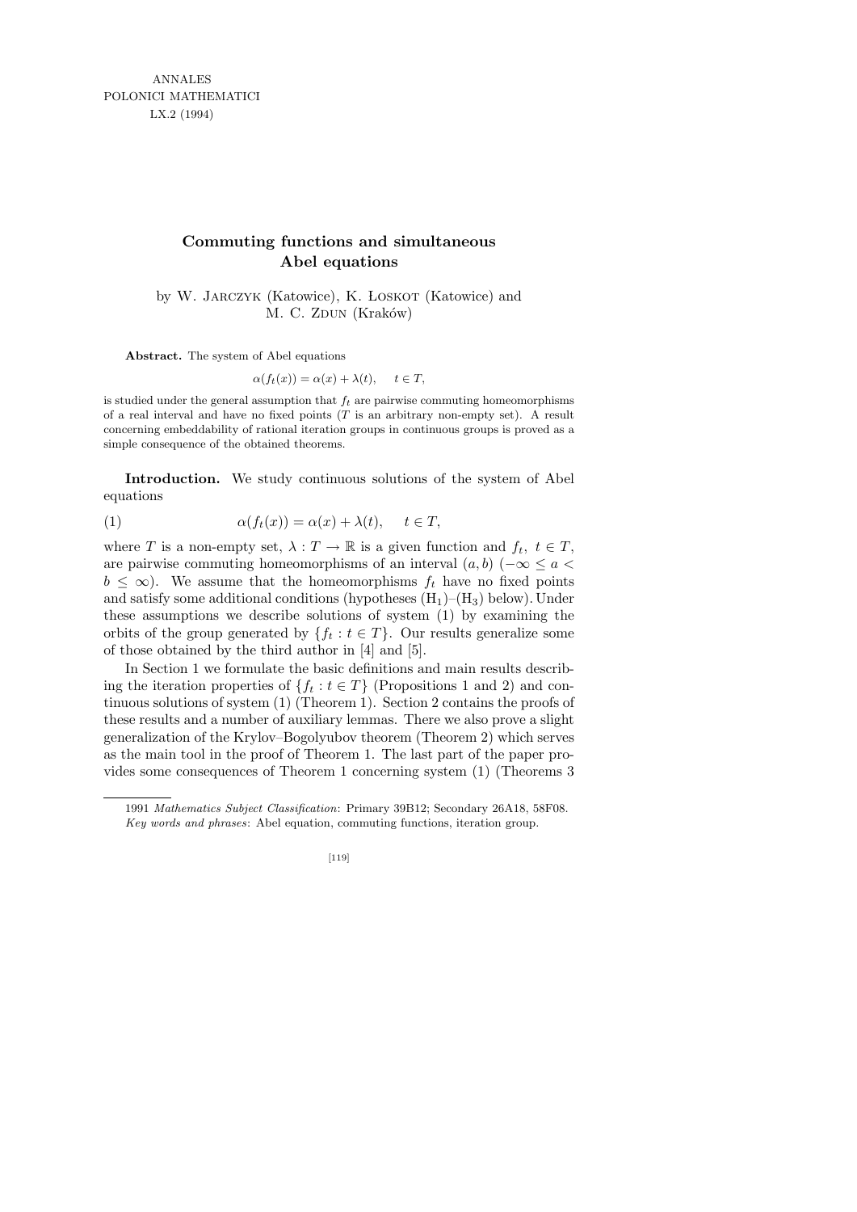ANNALES
POLONICI MATHEMATICI
LX.2 (1994)

# Commuting functions and simultaneous Abel equations

by W. Jarczyk (Katowice), K. Łoskot (Katowice) and M. C. Zdun (Kraków)

**Abstract.** The system of Abel equations

$$\alpha(f_t(x)) = \alpha(x) + \lambda(t), \quad t \in T,$$

is studied under the general assumption that $f_t$ are pairwise commuting homeomorphisms of a real interval and have no fixed points ($T$ is an arbitrary non-empty set). A result concerning embeddability of rational iteration groups in continuous groups is proved as a simple consequence of the obtained theorems.

**Introduction.** We study continuous solutions of the system of Abel equations

$$\alpha(f_t(x)) = \alpha(x) + \lambda(t), \quad t \in T, \tag{1}$$

where $T$ is a non-empty set, $\lambda : T \to \mathbb{R}$ is a given function and $f_t$, $t \in T$, are pairwise commuting homeomorphisms of an interval $(a, b)$ ($-\infty \le a < b \le \infty$). We assume that the homeomorphisms $f_t$ have no fixed points and satisfy some additional conditions (hypotheses $(\mathrm{H}_1)$–$(\mathrm{H}_3)$ below). Under these assumptions we describe solutions of system (1) by examining the orbits of the group generated by $\{f_t : t \in T\}$. Our results generalize some of those obtained by the third author in [4] and [5].

In Section 1 we formulate the basic definitions and main results describing the iteration properties of $\{f_t : t \in T\}$ (Propositions 1 and 2) and continuous solutions of system (1) (Theorem 1). Section 2 contains the proofs of these results and a number of auxiliary lemmas. There we also prove a slight generalization of the Krylov–Bogolyubov theorem (Theorem 2) which serves as the main tool in the proof of Theorem 1. The last part of the paper provides some consequences of Theorem 1 concerning system (1) (Theorems 3

---

1991 *Mathematics Subject Classification*: Primary 39B12; Secondary 26A18, 58F08.

*Key words and phrases*: Abel equation, commuting functions, iteration group.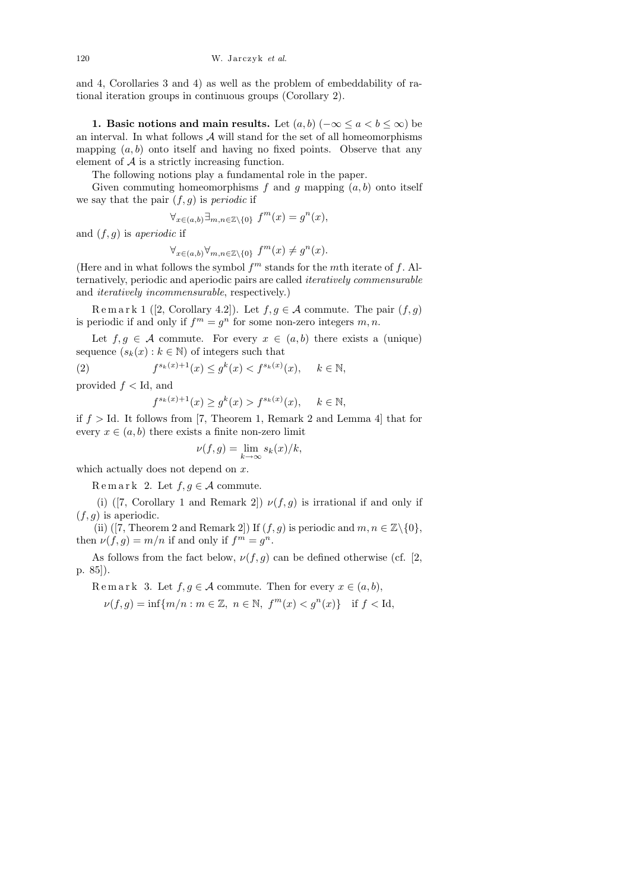and 4, Corollaries 3 and 4) as well as the problem of embeddability of rational iteration groups in continuous groups (Corollary 2).

**1. Basic notions and main results.** Let $(a,b)$ $(-\infty \le a < b \le \infty)$ be an interval. In what follows $\mathcal{A}$ will stand for the set of all homeomorphisms mapping $(a,b)$ onto itself and having no fixed points. Observe that any element of $\mathcal{A}$ is a strictly increasing function.

The following notions play a fundamental role in the paper.

Given commuting homeomorphisms $f$ and $g$ mapping $(a,b)$ onto itself we say that the pair $(f,g)$ is *periodic* if

$$\forall_{x\in(a,b)}\exists_{m,n\in\mathbb{Z}\setminus\{0\}}\ f^m(x) = g^n(x),$$

and $(f,g)$ is *aperiodic* if

$$\forall_{x\in(a,b)}\forall_{m,n\in\mathbb{Z}\setminus\{0\}}\ f^m(x) \ne g^n(x).$$

(Here and in what follows the symbol $f^m$ stands for the $m$th iterate of $f$. Alternatively, periodic and aperiodic pairs are called *iteratively commensurable* and *iteratively incommensurable*, respectively.)

Remark 1 ([2, Corollary 4.2]). Let $f,g\in\mathcal{A}$ commute. The pair $(f,g)$ is periodic if and only if $f^m = g^n$ for some non-zero integers $m,n$.

Let $f,g\in\mathcal{A}$ commute. For every $x\in(a,b)$ there exists a (unique) sequence $(s_k(x) : k\in\mathbb{N})$ of integers such that

$$f^{s_k(x)+1}(x) \le g^k(x) < f^{s_k(x)}(x), \quad k\in\mathbb{N}, \tag{2}$$

provided $f < \mathrm{Id}$, and

$$f^{s_k(x)+1}(x) \ge g^k(x) > f^{s_k(x)}(x), \quad k\in\mathbb{N},$$

if $f > \mathrm{Id}$. It follows from [7, Theorem 1, Remark 2 and Lemma 4] that for every $x\in(a,b)$ there exists a finite non-zero limit

$$\nu(f,g) = \lim_{k\to\infty} s_k(x)/k,$$

which actually does not depend on $x$.

Remark 2. Let $f,g\in\mathcal{A}$ commute.

(i) ([7, Corollary 1 and Remark 2]) $\nu(f,g)$ is irrational if and only if $(f,g)$ is aperiodic.

(ii) ([7, Theorem 2 and Remark 2]) If $(f,g)$ is periodic and $m,n\in\mathbb{Z}\setminus\{0\}$, then $\nu(f,g)=m/n$ if and only if $f^m = g^n$.

As follows from the fact below, $\nu(f,g)$ can be defined otherwise (cf. [2, p. 85]).

Remark 3. Let $f,g\in\mathcal{A}$ commute. Then for every $x\in(a,b)$,

$$\nu(f,g) = \inf\{m/n : m\in\mathbb{Z},\ n\in\mathbb{N},\ f^m(x) < g^n(x)\} \quad \text{if } f < \mathrm{Id},$$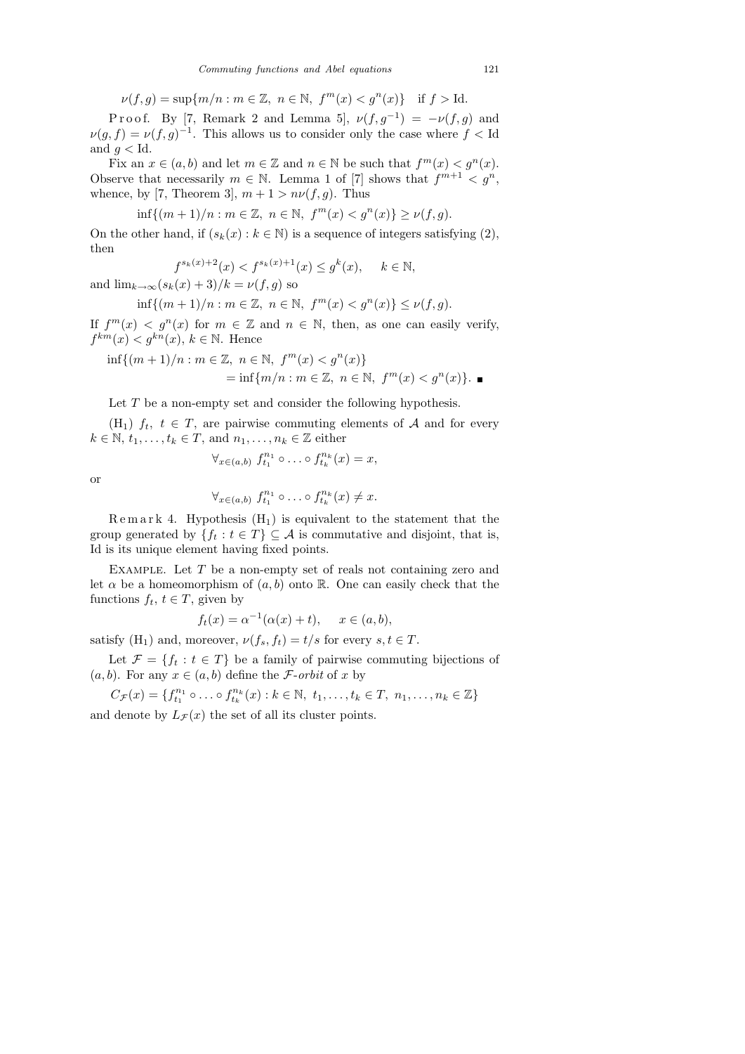$$\nu(f,g) = \sup\{m/n : m \in \mathbb{Z},\ n \in \mathbb{N},\ f^m(x) < g^n(x)\} \quad \text{if } f > \mathrm{Id}.$$

Proof. By [7, Remark 2 and Lemma 5], $\nu(f, g^{-1}) = -\nu(f,g)$ and $\nu(g,f) = \nu(f,g)^{-1}$. This allows us to consider only the case where $f < \mathrm{Id}$ and $g < \mathrm{Id}$.

Fix an $x \in (a,b)$ and let $m \in \mathbb{Z}$ and $n \in \mathbb{N}$ be such that $f^m(x) < g^n(x)$. Observe that necessarily $m \in \mathbb{N}$. Lemma 1 of [7] shows that $f^{m+1} < g^n$, whence, by [7, Theorem 3], $m + 1 > n\nu(f,g)$. Thus

$$\inf\{(m+1)/n : m \in \mathbb{Z},\ n \in \mathbb{N},\ f^m(x) < g^n(x)\} \ge \nu(f,g).$$

On the other hand, if $(s_k(x) : k \in \mathbb{N})$ is a sequence of integers satisfying (2), then

$$f^{s_k(x)+2}(x) < f^{s_k(x)+1}(x) \le g^k(x), \quad k \in \mathbb{N},$$

and $\lim_{k\to\infty}(s_k(x)+3)/k = \nu(f,g)$ so

$$\inf\{(m+1)/n : m \in \mathbb{Z},\ n \in \mathbb{N},\ f^m(x) < g^n(x)\} \le \nu(f,g).$$

If $f^m(x) < g^n(x)$ for $m \in \mathbb{Z}$ and $n \in \mathbb{N}$, then, as one can easily verify, $f^{km}(x) < g^{kn}(x)$, $k \in \mathbb{N}$. Hence

$$\begin{aligned}\inf\{(m+1)/n : m \in \mathbb{Z},\ n \in \mathbb{N},\ f^m(x) < g^n(x)\}& \\ = \inf\{m/n : m \in \mathbb{Z},\ n \in \mathbb{N},\ f^m(x) < g^n(x)\}&. \ \blacksquare\end{aligned}$$

Let $T$ be a non-empty set and consider the following hypothesis.

($\mathrm{H}_1$) $f_t$, $t \in T$, are pairwise commuting elements of $\mathcal{A}$ and for every $k \in \mathbb{N}$, $t_1, \ldots, t_k \in T$, and $n_1, \ldots, n_k \in \mathbb{Z}$ either

$$\forall_{x\in(a,b)}\ f_{t_1}^{n_1} \circ \ldots \circ f_{t_k}^{n_k}(x) = x,$$

or

$$\forall_{x\in(a,b)}\ f_{t_1}^{n_1} \circ \ldots \circ f_{t_k}^{n_k}(x) \ne x.$$

Remark 4. Hypothesis ($\mathrm{H}_1$) is equivalent to the statement that the group generated by $\{f_t : t \in T\} \subseteq \mathcal{A}$ is commutative and disjoint, that is, Id is its unique element having fixed points.

Example. Let $T$ be a non-empty set of reals not containing zero and let $\alpha$ be a homeomorphism of $(a,b)$ onto $\mathbb{R}$. One can easily check that the functions $f_t$, $t \in T$, given by

$$f_t(x) = \alpha^{-1}(\alpha(x) + t), \quad x \in (a,b),$$

satisfy ($\mathrm{H}_1$) and, moreover, $\nu(f_s, f_t) = t/s$ for every $s, t \in T$.

Let $\mathcal{F} = \{f_t : t \in T\}$ be a family of pairwise commuting bijections of $(a,b)$. For any $x \in (a,b)$ define the *$\mathcal{F}$-orbit* of $x$ by

$$C_{\mathcal{F}}(x) = \{f_{t_1}^{n_1} \circ \ldots \circ f_{t_k}^{n_k}(x) : k \in \mathbb{N},\ t_1, \ldots, t_k \in T,\ n_1, \ldots, n_k \in \mathbb{Z}\}$$

and denote by $L_{\mathcal{F}}(x)$ the set of all its cluster points.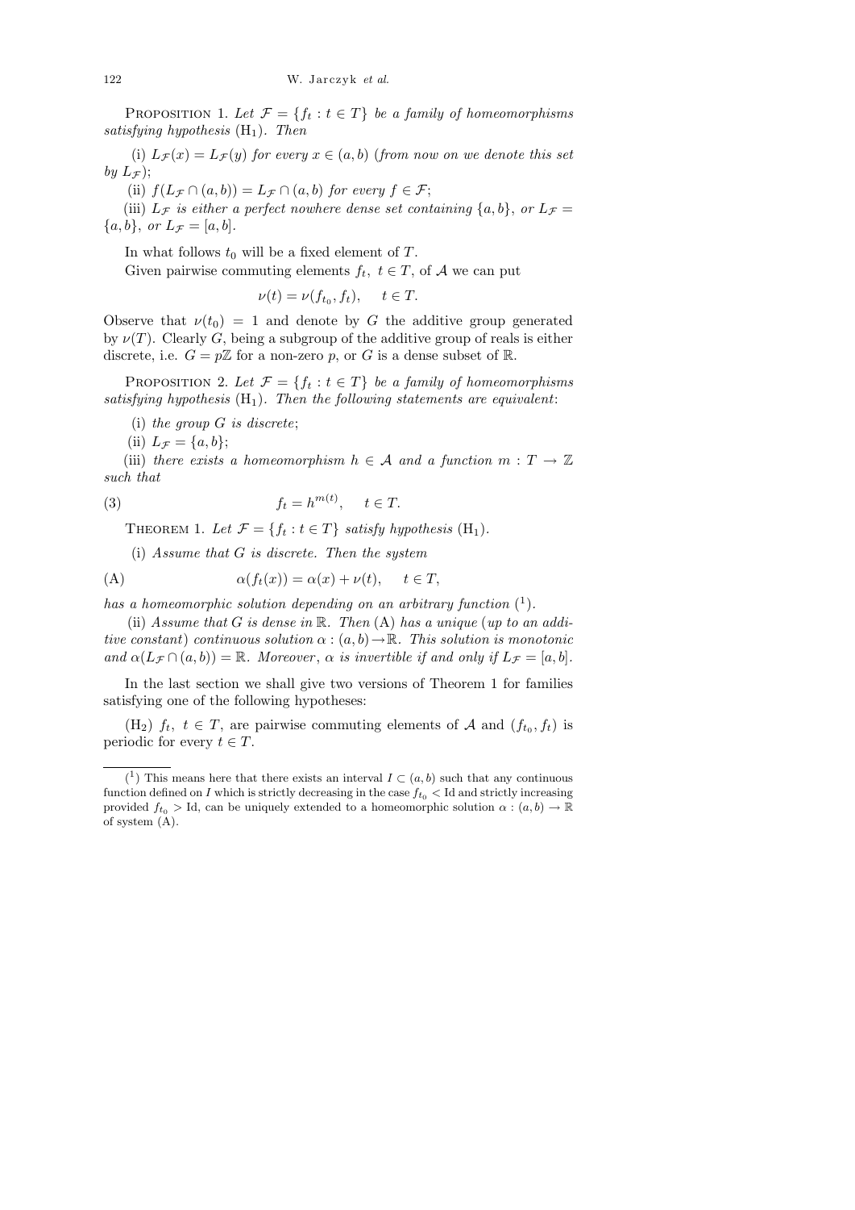**Proposition 1.** *Let $\mathcal{F} = \{f_t : t \in T\}$ be a family of homeomorphisms satisfying hypothesis* ($H_1$). *Then*

(i) $L_{\mathcal{F}}(x) = L_{\mathcal{F}}(y)$ *for every* $x \in (a,b)$ (*from now on we denote this set by* $L_{\mathcal{F}}$);

(ii) $f(L_{\mathcal{F}} \cap (a,b)) = L_{\mathcal{F}} \cap (a,b)$ *for every* $f \in \mathcal{F}$;

(iii) $L_{\mathcal{F}}$ *is either a perfect nowhere dense set containing* $\{a,b\}$, *or* $L_{\mathcal{F}} = \{a,b\}$, *or* $L_{\mathcal{F}} = [a,b]$.

In what follows $t_0$ will be a fixed element of $T$.

Given pairwise commuting elements $f_t$, $t \in T$, of $\mathcal{A}$ we can put

$$\nu(t) = \nu(f_{t_0}, f_t), \quad t \in T.$$

Observe that $\nu(t_0) = 1$ and denote by $G$ the additive group generated by $\nu(T)$. Clearly $G$, being a subgroup of the additive group of reals is either discrete, i.e. $G = p\mathbb{Z}$ for a non-zero $p$, or $G$ is a dense subset of $\mathbb{R}$.

**Proposition 2.** *Let $\mathcal{F} = \{f_t : t \in T\}$ be a family of homeomorphisms satisfying hypothesis* ($H_1$). *Then the following statements are equivalent*:

(i) *the group $G$ is discrete*;

(ii) $L_{\mathcal{F}} = \{a,b\}$;

(iii) *there exists a homeomorphism $h \in \mathcal{A}$ and a function $m : T \to \mathbb{Z}$ such that*

$$f_t = h^{m(t)}, \quad t \in T. \tag{3}$$

**Theorem 1.** *Let $\mathcal{F} = \{f_t : t \in T\}$ satisfy hypothesis* ($H_1$).

(i) *Assume that $G$ is discrete. Then the system*

$$\alpha(f_t(x)) = \alpha(x) + \nu(t), \quad t \in T, \tag{A}$$

*has a homeomorphic solution depending on an arbitrary function* [1].

(ii) *Assume that $G$ is dense in $\mathbb{R}$. Then* (A) *has a unique* (*up to an additive constant*) *continuous solution $\alpha : (a,b) \to \mathbb{R}$. This solution is monotonic and $\alpha(L_{\mathcal{F}} \cap (a,b)) = \mathbb{R}$. Moreover, $\alpha$ is invertible if and only if $L_{\mathcal{F}} = [a,b]$.*

In the last section we shall give two versions of Theorem 1 for families satisfying one of the following hypotheses:

($H_2$) $f_t$, $t \in T$, are pairwise commuting elements of $\mathcal{A}$ and $(f_{t_0}, f_t)$ is periodic for every $t \in T$.

---

[1] This means here that there exists an interval $I \subset (a,b)$ such that any continuous function defined on $I$ which is strictly decreasing in the case $f_{t_0} < \mathrm{Id}$ and strictly increasing provided $f_{t_0} > \mathrm{Id}$, can be uniquely extended to a homeomorphic solution $\alpha : (a,b) \to \mathbb{R}$ of system (A).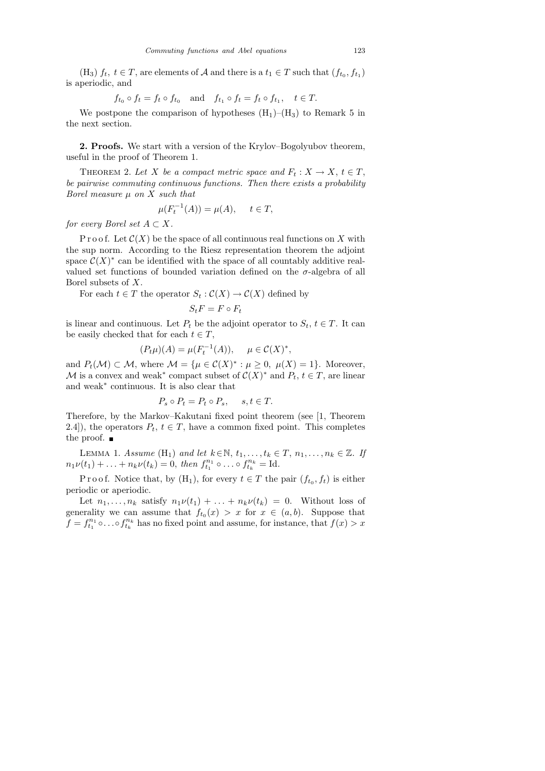($\mathrm{H}_3$) $f_t$, $t \in T$, are elements of $\mathcal{A}$ and there is a $t_1 \in T$ such that $(f_{t_0}, f_{t_1})$ is aperiodic, and

$$f_{t_0} \circ f_t = f_t \circ f_{t_0} \quad \text{and} \quad f_{t_1} \circ f_t = f_t \circ f_{t_1}, \quad t \in T.$$

We postpone the comparison of hypotheses ($\mathrm{H}_1$)–($\mathrm{H}_3$) to Remark 5 in the next section.

**2. Proofs.** We start with a version of the Krylov–Bogolyubov theorem, useful in the proof of Theorem 1.

THEOREM 2. *Let $X$ be a compact metric space and $F_t : X \to X$, $t \in T$, be pairwise commuting continuous functions. Then there exists a probability Borel measure $\mu$ on $X$ such that*

$$\mu(F_t^{-1}(A)) = \mu(A), \quad t \in T,$$

*for every Borel set $A \subset X$.*

Proof. Let $\mathcal{C}(X)$ be the space of all continuous real functions on $X$ with the sup norm. According to the Riesz representation theorem the adjoint space $\mathcal{C}(X)^*$ can be identified with the space of all countably additive real-valued set functions of bounded variation defined on the $\sigma$-algebra of all Borel subsets of $X$.

For each $t \in T$ the operator $S_t : \mathcal{C}(X) \to \mathcal{C}(X)$ defined by

$$S_t F = F \circ F_t$$

is linear and continuous. Let $P_t$ be the adjoint operator to $S_t$, $t \in T$. It can be easily checked that for each $t \in T$,

$$(P_t \mu)(A) = \mu(F_t^{-1}(A)), \quad \mu \in \mathcal{C}(X)^*,$$

and $P_t(\mathcal{M}) \subset \mathcal{M}$, where $\mathcal{M} = \{\mu \in \mathcal{C}(X)^* : \mu \geq 0,\ \mu(X) = 1\}$. Moreover, $\mathcal{M}$ is a convex and weak$^*$ compact subset of $\mathcal{C}(X)^*$ and $P_t$, $t \in T$, are linear and weak$^*$ continuous. It is also clear that

$$P_s \circ P_t = P_t \circ P_s, \quad s, t \in T.$$

Therefore, by the Markov–Kakutani fixed point theorem (see [1, Theorem 2.4]), the operators $P_t$, $t \in T$, have a common fixed point. This completes the proof. ∎

LEMMA 1. *Assume* ($\mathrm{H}_1$) *and let $k \in \mathbb{N}$, $t_1, \ldots, t_k \in T$, $n_1, \ldots, n_k \in \mathbb{Z}$. If $n_1\nu(t_1) + \ldots + n_k\nu(t_k) = 0$, then $f_{t_1}^{n_1} \circ \ldots \circ f_{t_k}^{n_k} = \mathrm{Id}$.*

Proof. Notice that, by ($\mathrm{H}_1$), for every $t \in T$ the pair $(f_{t_0}, f_t)$ is either periodic or aperiodic.

Let $n_1, \ldots, n_k$ satisfy $n_1\nu(t_1) + \ldots + n_k\nu(t_k) = 0$. Without loss of generality we can assume that $f_{t_0}(x) > x$ for $x \in (a, b)$. Suppose that $f = f_{t_1}^{n_1} \circ \ldots \circ f_{t_k}^{n_k}$ has no fixed point and assume, for instance, that $f(x) > x$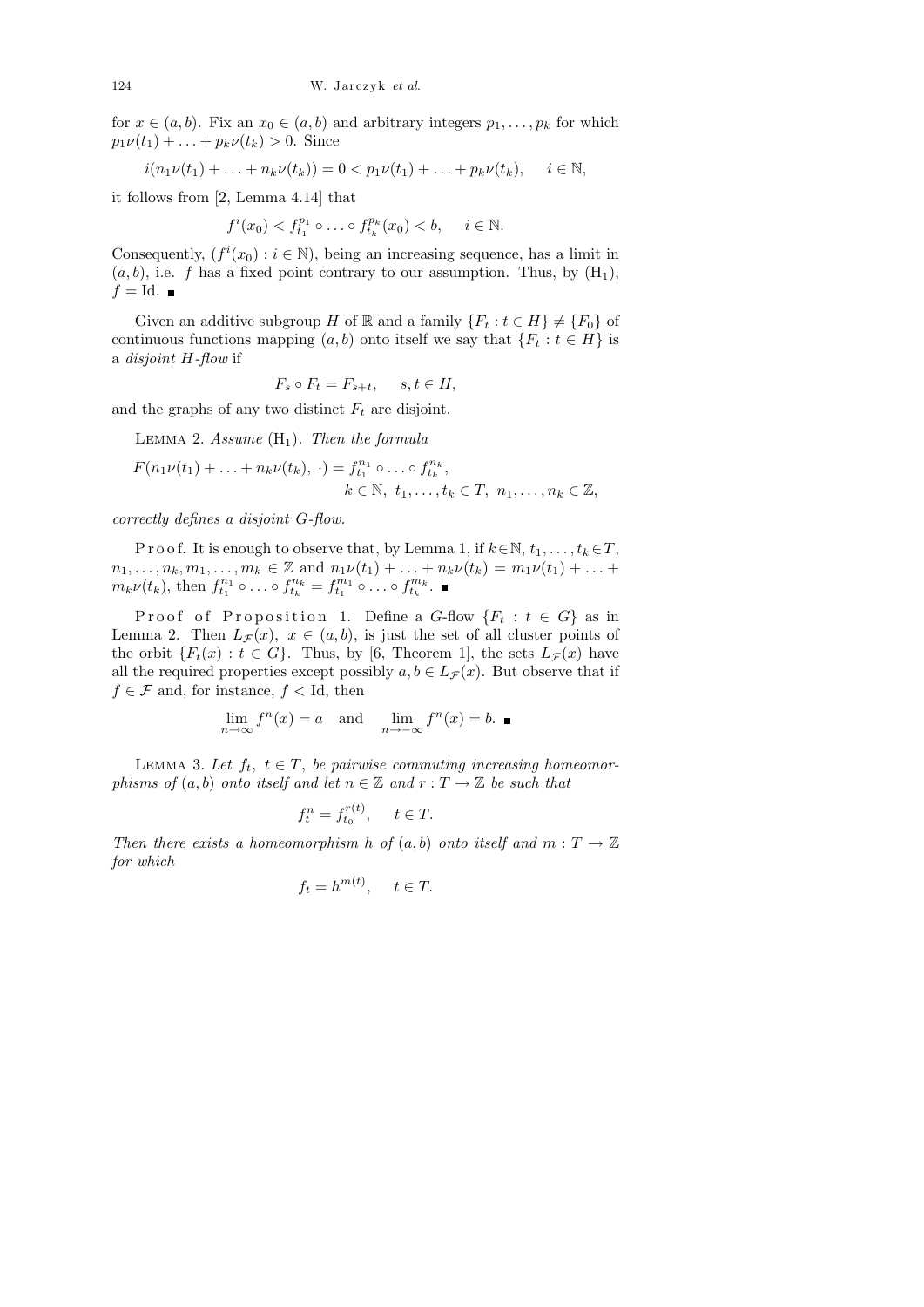for $x \in (a,b)$. Fix an $x_0 \in (a,b)$ and arbitrary integers $p_1, \ldots, p_k$ for which $p_1\nu(t_1) + \ldots + p_k\nu(t_k) > 0$. Since

$$i(n_1\nu(t_1) + \ldots + n_k\nu(t_k)) = 0 < p_1\nu(t_1) + \ldots + p_k\nu(t_k), \quad i \in \mathbb{N},$$

it follows from [2, Lemma 4.14] that

$$f^i(x_0) < f_{t_1}^{p_1} \circ \ldots \circ f_{t_k}^{p_k}(x_0) < b, \quad i \in \mathbb{N}.$$

Consequently, $(f^i(x_0) : i \in \mathbb{N})$, being an increasing sequence, has a limit in $(a,b)$, i.e. $f$ has a fixed point contrary to our assumption. Thus, by $(\mathrm{H}_1)$, $f = \mathrm{Id}$. ∎

Given an additive subgroup $H$ of $\mathbb{R}$ and a family $\{F_t : t \in H\} \neq \{F_0\}$ of continuous functions mapping $(a,b)$ onto itself we say that $\{F_t : t \in H\}$ is a *disjoint $H$-flow* if

$$F_s \circ F_t = F_{s+t}, \quad s,t \in H,$$

and the graphs of any two distinct $F_t$ are disjoint.

Lemma 2. *Assume* $(\mathrm{H}_1)$. *Then the formula*

$$F(n_1\nu(t_1) + \ldots + n_k\nu(t_k), \cdot) = f_{t_1}^{n_1} \circ \ldots \circ f_{t_k}^{n_k}, \quad k \in \mathbb{N},\ t_1, \ldots, t_k \in T,\ n_1, \ldots, n_k \in \mathbb{Z},$$

*correctly defines a disjoint $G$-flow.*

Proof. It is enough to observe that, by Lemma 1, if $k \in \mathbb{N}$, $t_1, \ldots, t_k \in T$, $n_1, \ldots, n_k, m_1, \ldots, m_k \in \mathbb{Z}$ and $n_1\nu(t_1) + \ldots + n_k\nu(t_k) = m_1\nu(t_1) + \ldots + m_k\nu(t_k)$, then $f_{t_1}^{n_1} \circ \ldots \circ f_{t_k}^{n_k} = f_{t_1}^{m_1} \circ \ldots \circ f_{t_k}^{m_k}$. ∎

Proof of Proposition 1. Define a $G$-flow $\{F_t : t \in G\}$ as in Lemma 2. Then $L_{\mathcal{F}}(x)$, $x \in (a,b)$, is just the set of all cluster points of the orbit $\{F_t(x) : t \in G\}$. Thus, by [6, Theorem 1], the sets $L_{\mathcal{F}}(x)$ have all the required properties except possibly $a, b \in L_{\mathcal{F}}(x)$. But observe that if $f \in \mathcal{F}$ and, for instance, $f < \mathrm{Id}$, then

$$\lim_{n\to\infty} f^n(x) = a \quad \text{and} \quad \lim_{n\to-\infty} f^n(x) = b. \ ∎$$

Lemma 3. *Let $f_t$, $t \in T$, be pairwise commuting increasing homeomorphisms of $(a,b)$ onto itself and let $n \in \mathbb{Z}$ and $r : T \to \mathbb{Z}$ be such that*

$$f_t^n = f_{t_0}^{r(t)}, \quad t \in T.$$

*Then there exists a homeomorphism $h$ of $(a,b)$ onto itself and $m : T \to \mathbb{Z}$ for which*

$$f_t = h^{m(t)}, \quad t \in T.$$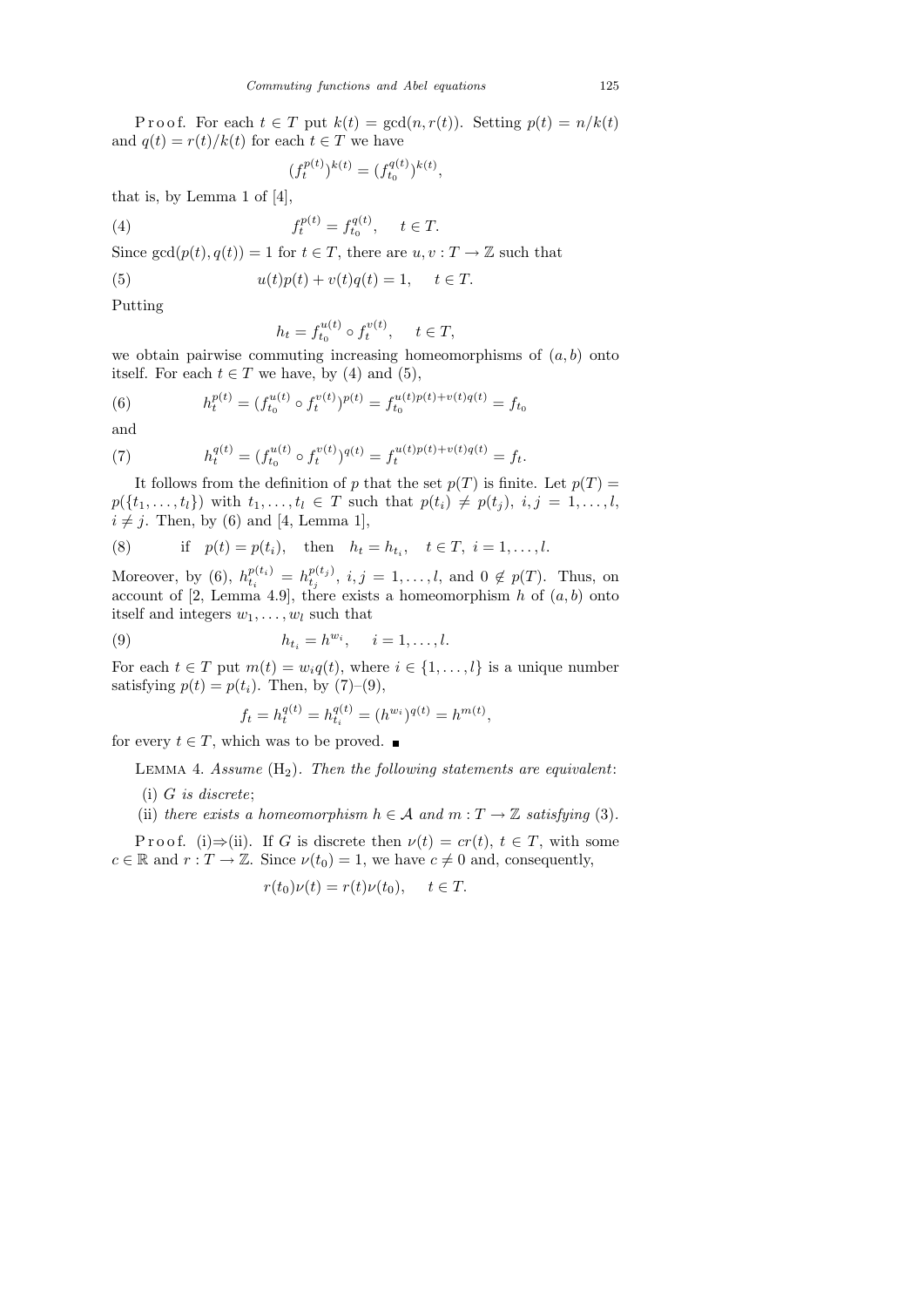Proof. For each $t \in T$ put $k(t) = \gcd(n, r(t))$. Setting $p(t) = n/k(t)$ and $q(t) = r(t)/k(t)$ for each $t \in T$ we have

$$(f_t^{p(t)})^{k(t)} = (f_{t_0}^{q(t)})^{k(t)},$$

that is, by Lemma 1 of [4],

$$f_t^{p(t)} = f_{t_0}^{q(t)}, \quad t \in T. \tag{4}$$

Since $\gcd(p(t), q(t)) = 1$ for $t \in T$, there are $u, v : T \to \mathbb{Z}$ such that

$$u(t)p(t) + v(t)q(t) = 1, \quad t \in T. \tag{5}$$

Putting

$$h_t = f_{t_0}^{u(t)} \circ f_t^{v(t)}, \quad t \in T,$$

we obtain pairwise commuting increasing homeomorphisms of $(a, b)$ onto itself. For each $t \in T$ we have, by (4) and (5),

$$h_t^{p(t)} = (f_{t_0}^{u(t)} \circ f_t^{v(t)})^{p(t)} = f_{t_0}^{u(t)p(t)+v(t)q(t)} = f_{t_0} \tag{6}$$

and

$$h_t^{q(t)} = (f_{t_0}^{u(t)} \circ f_t^{v(t)})^{q(t)} = f_t^{u(t)p(t)+v(t)q(t)} = f_t. \tag{7}$$

It follows from the definition of $p$ that the set $p(T)$ is finite. Let $p(T) = p(\{t_1, \ldots, t_l\})$ with $t_1, \ldots, t_l \in T$ such that $p(t_i) \neq p(t_j)$, $i, j = 1, \ldots, l$, $i \neq j$. Then, by (6) and [4, Lemma 1],

$$\text{if} \quad p(t) = p(t_i), \quad \text{then} \quad h_t = h_{t_i}, \quad t \in T, \ i = 1, \ldots, l. \tag{8}$$

Moreover, by (6), $h_{t_i}^{p(t_i)} = h_{t_j}^{p(t_j)}$, $i, j = 1, \ldots, l$, and $0 \notin p(T)$. Thus, on account of [2, Lemma 4.9], there exists a homeomorphism $h$ of $(a, b)$ onto itself and integers $w_1, \ldots, w_l$ such that

$$h_{t_i} = h^{w_i}, \quad i = 1, \ldots, l. \tag{9}$$

For each $t \in T$ put $m(t) = w_i q(t)$, where $i \in \{1, \ldots, l\}$ is a unique number satisfying $p(t) = p(t_i)$. Then, by (7)–(9),

$$f_t = h_t^{q(t)} = h_{t_i}^{q(t)} = (h^{w_i})^{q(t)} = h^{m(t)},$$

for every $t \in T$, which was to be proved. ∎

Lemma 4. *Assume* $(\mathrm{H}_2)$. *Then the following statements are equivalent*:

(i) *$G$ is discrete*;

(ii) *there exists a homeomorphism $h \in \mathcal{A}$ and $m : T \to \mathbb{Z}$ satisfying* (3).

Proof. (i)⇒(ii). If $G$ is discrete then $\nu(t) = cr(t)$, $t \in T$, with some $c \in \mathbb{R}$ and $r : T \to \mathbb{Z}$. Since $\nu(t_0) = 1$, we have $c \neq 0$ and, consequently,

$$r(t_0)\nu(t) = r(t)\nu(t_0), \quad t \in T.$$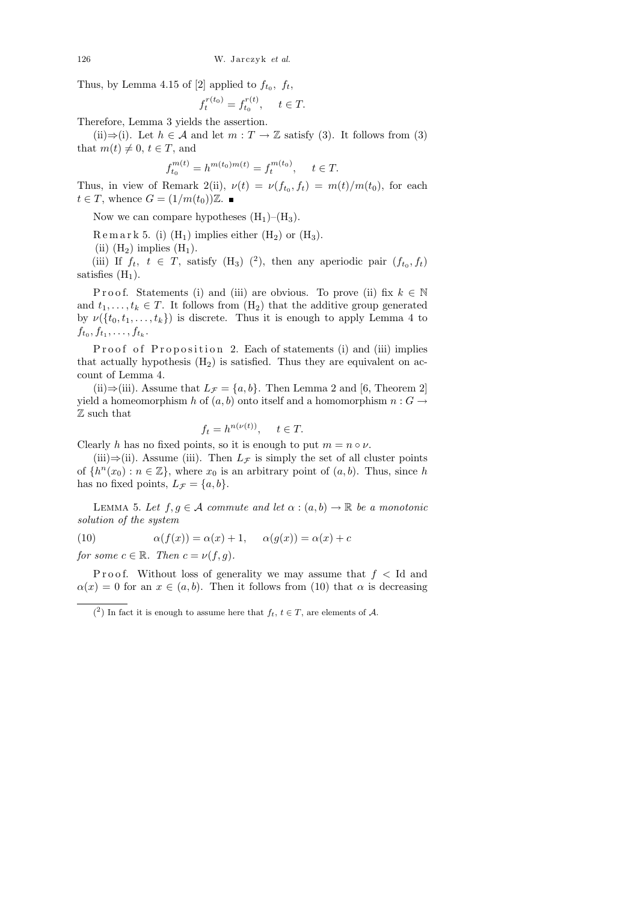Thus, by Lemma 4.15 of [2] applied to $f_{t_0}$, $f_t$,

$$f_t^{r(t_0)} = f_{t_0}^{r(t)}, \quad t \in T.$$

Therefore, Lemma 3 yields the assertion.

(ii)⇒(i). Let $h \in \mathcal{A}$ and let $m : T \to \mathbb{Z}$ satisfy (3). It follows from (3) that $m(t) \neq 0$, $t \in T$, and

$$f_{t_0}^{m(t)} = h^{m(t_0)m(t)} = f_t^{m(t_0)}, \quad t \in T.$$

Thus, in view of Remark 2(ii), $\nu(t) = \nu(f_{t_0}, f_t) = m(t)/m(t_0)$, for each $t \in T$, whence $G = (1/m(t_0))\mathbb{Z}$. ∎

Now we can compare hypotheses ($\mathrm{H}_1$)–($\mathrm{H}_3$).

Remark 5. (i) ($\mathrm{H}_1$) implies either ($\mathrm{H}_2$) or ($\mathrm{H}_3$).

(ii) ($\mathrm{H}_2$) implies ($\mathrm{H}_1$).

(iii) If $f_t$, $t \in T$, satisfy ($\mathrm{H}_3$) [2], then any aperiodic pair $(f_{t_0}, f_t)$ satisfies ($\mathrm{H}_1$).

Proof. Statements (i) and (iii) are obvious. To prove (ii) fix $k \in \mathbb{N}$ and $t_1, \ldots, t_k \in T$. It follows from ($\mathrm{H}_2$) that the additive group generated by $\nu(\{t_0, t_1, \ldots, t_k\})$ is discrete. Thus it is enough to apply Lemma 4 to $f_{t_0}, f_{t_1}, \ldots, f_{t_k}$.

Proof of Proposition 2. Each of statements (i) and (iii) implies that actually hypothesis ($\mathrm{H}_2$) is satisfied. Thus they are equivalent on account of Lemma 4.

(ii)⇒(iii). Assume that $L_{\mathcal{F}} = \{a, b\}$. Then Lemma 2 and [6, Theorem 2] yield a homeomorphism $h$ of $(a, b)$ onto itself and a homomorphism $n : G \to \mathbb{Z}$ such that

$$f_t = h^{n(\nu(t))}, \quad t \in T.$$

Clearly $h$ has no fixed points, so it is enough to put $m = n \circ \nu$.

(iii)⇒(ii). Assume (iii). Then $L_{\mathcal{F}}$ is simply the set of all cluster points of $\{h^n(x_0) : n \in \mathbb{Z}\}$, where $x_0$ is an arbitrary point of $(a, b)$. Thus, since $h$ has no fixed points, $L_{\mathcal{F}} = \{a, b\}$.

Lemma 5. *Let $f, g \in \mathcal{A}$ commute and let $\alpha : (a, b) \to \mathbb{R}$ be a monotonic solution of the system*

$$\alpha(f(x)) = \alpha(x) + 1, \quad \alpha(g(x)) = \alpha(x) + c \tag{10}$$

*for some $c \in \mathbb{R}$. Then $c = \nu(f, g)$.*

Proof. Without loss of generality we may assume that $f < \mathrm{Id}$ and $\alpha(x) = 0$ for an $x \in (a, b)$. Then it follows from (10) that $\alpha$ is decreasing

---

[2] In fact it is enough to assume here that $f_t$, $t \in T$, are elements of $\mathcal{A}$.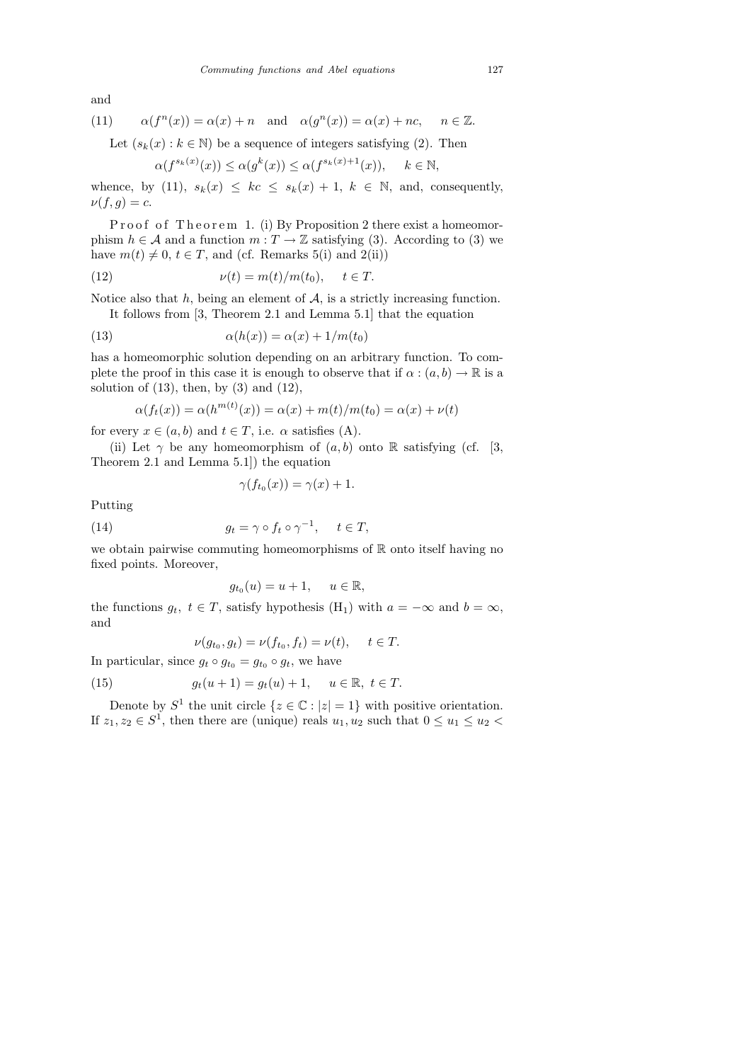and

$$\alpha(f^n(x)) = \alpha(x) + n \quad \text{and} \quad \alpha(g^n(x)) = \alpha(x) + nc, \qquad n \in \mathbb{Z}. \tag{11}$$

Let $(s_k(x) : k \in \mathbb{N})$ be a sequence of integers satisfying (2). Then

$$\alpha(f^{s_k(x)}(x)) \le \alpha(g^k(x)) \le \alpha(f^{s_k(x)+1}(x)), \qquad k \in \mathbb{N},$$

whence, by (11), $s_k(x) \le kc \le s_k(x) + 1$, $k \in \mathbb{N}$, and, consequently, $\nu(f, g) = c$.

Proof of Theorem 1. (i) By Proposition 2 there exist a homeomorphism $h \in \mathcal{A}$ and a function $m : T \to \mathbb{Z}$ satisfying (3). According to (3) we have $m(t) \neq 0$, $t \in T$, and (cf. Remarks 5(i) and 2(ii))

$$\nu(t) = m(t)/m(t_0), \qquad t \in T. \tag{12}$$

Notice also that $h$, being an element of $\mathcal{A}$, is a strictly increasing function.

It follows from [3, Theorem 2.1 and Lemma 5.1] that the equation

$$\alpha(h(x)) = \alpha(x) + 1/m(t_0) \tag{13}$$

has a homeomorphic solution depending on an arbitrary function. To complete the proof in this case it is enough to observe that if $\alpha : (a, b) \to \mathbb{R}$ is a solution of (13), then, by (3) and (12),

$$\alpha(f_t(x)) = \alpha(h^{m(t)}(x)) = \alpha(x) + m(t)/m(t_0) = \alpha(x) + \nu(t)$$

for every $x \in (a, b)$ and $t \in T$, i.e. $\alpha$ satisfies (A).

(ii) Let $\gamma$ be any homeomorphism of $(a, b)$ onto $\mathbb{R}$ satisfying (cf. [3, Theorem 2.1 and Lemma 5.1]) the equation

$$\gamma(f_{t_0}(x)) = \gamma(x) + 1.$$

Putting

$$g_t = \gamma \circ f_t \circ \gamma^{-1}, \qquad t \in T, \tag{14}$$

we obtain pairwise commuting homeomorphisms of $\mathbb{R}$ onto itself having no fixed points. Moreover,

$$g_{t_0}(u) = u + 1, \qquad u \in \mathbb{R},$$

the functions $g_t$, $t \in T$, satisfy hypothesis $(\mathrm{H}_1)$ with $a = -\infty$ and $b = \infty$, and

$$\nu(g_{t_0}, g_t) = \nu(f_{t_0}, f_t) = \nu(t), \qquad t \in T.$$

In particular, since $g_t \circ g_{t_0} = g_{t_0} \circ g_t$, we have

$$g_t(u + 1) = g_t(u) + 1, \qquad u \in \mathbb{R},\ t \in T. \tag{15}$$

Denote by $S^1$ the unit circle $\{z \in \mathbb{C} : |z| = 1\}$ with positive orientation. If $z_1, z_2 \in S^1$, then there are (unique) reals $u_1, u_2$ such that $0 \le u_1 \le u_2 <$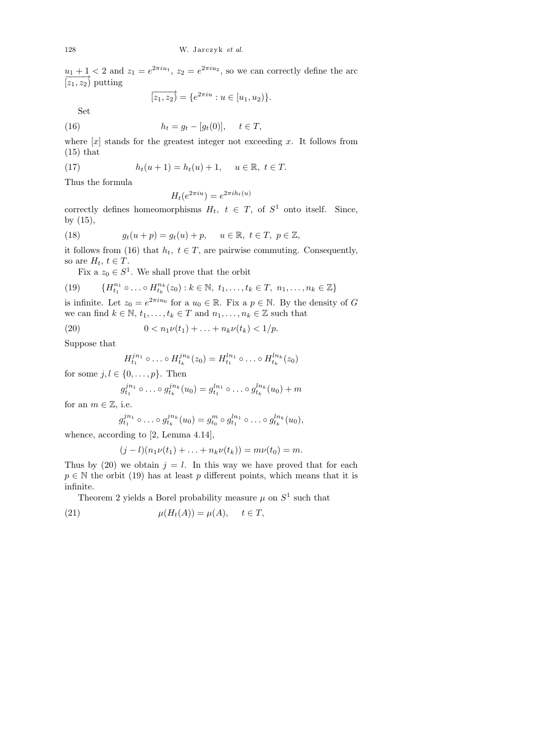$u_1 + 1 < 2$ and $z_1 = e^{2\pi i u_1}$, $z_2 = e^{2\pi i u_2}$, so we can correctly define the arc $\overrightarrow{[z_1, z_2)}$ putting

$$\overrightarrow{[z_1, z_2)} = \{e^{2\pi i u} : u \in [u_1, u_2)\}.$$

Set

$$h_t = g_t - [g_t(0)], \quad t \in T, \tag{16}$$

where $[x]$ stands for the greatest integer not exceeding $x$. It follows from (15) that

$$h_t(u+1) = h_t(u) + 1, \quad u \in \mathbb{R},\ t \in T. \tag{17}$$

Thus the formula

$$H_t(e^{2\pi i u}) = e^{2\pi i h_t(u)}$$

correctly defines homeomorphisms $H_t$, $t \in T$, of $S^1$ onto itself. Since, by (15),

$$g_t(u+p) = g_t(u) + p, \quad u \in \mathbb{R},\ t \in T,\ p \in \mathbb{Z}, \tag{18}$$

it follows from (16) that $h_t$, $t \in T$, are pairwise commuting. Consequently, so are $H_t$, $t \in T$.

Fix a $z_0 \in S^1$. We shall prove that the orbit

$$\{H_{t_1}^{n_1} \circ \ldots \circ H_{t_k}^{n_k}(z_0) : k \in \mathbb{N},\ t_1, \ldots, t_k \in T,\ n_1, \ldots, n_k \in \mathbb{Z}\} \tag{19}$$

is infinite. Let $z_0 = e^{2\pi i u_0}$ for a $u_0 \in \mathbb{R}$. Fix a $p \in \mathbb{N}$. By the density of $G$ we can find $k \in \mathbb{N}$, $t_1, \ldots, t_k \in T$ and $n_1, \ldots, n_k \in \mathbb{Z}$ such that

$$0 < n_1\nu(t_1) + \ldots + n_k\nu(t_k) < 1/p. \tag{20}$$

Suppose that

$$H_{t_1}^{jn_1} \circ \ldots \circ H_{t_k}^{jn_k}(z_0) = H_{t_1}^{ln_1} \circ \ldots \circ H_{t_k}^{ln_k}(z_0)$$

for some $j, l \in \{0, \ldots, p\}$. Then

$$g_{t_1}^{jn_1} \circ \ldots \circ g_{t_k}^{jn_k}(u_0) = g_{t_1}^{ln_1} \circ \ldots \circ g_{t_k}^{ln_k}(u_0) + m$$

for an $m \in \mathbb{Z}$, i.e.

$$g_{t_1}^{jn_1} \circ \ldots \circ g_{t_k}^{jn_k}(u_0) = g_{t_0}^{m} \circ g_{t_1}^{ln_1} \circ \ldots \circ g_{t_k}^{ln_k}(u_0),$$

whence, according to [2, Lemma 4.14],

$$(j-l)(n_1\nu(t_1) + \ldots + n_k\nu(t_k)) = m\nu(t_0) = m.$$

Thus by (20) we obtain $j = l$. In this way we have proved that for each $p \in \mathbb{N}$ the orbit (19) has at least $p$ different points, which means that it is infinite.

Theorem 2 yields a Borel probability measure $\mu$ on $S^1$ such that

$$\mu(H_t(A)) = \mu(A), \quad t \in T, \tag{21}$$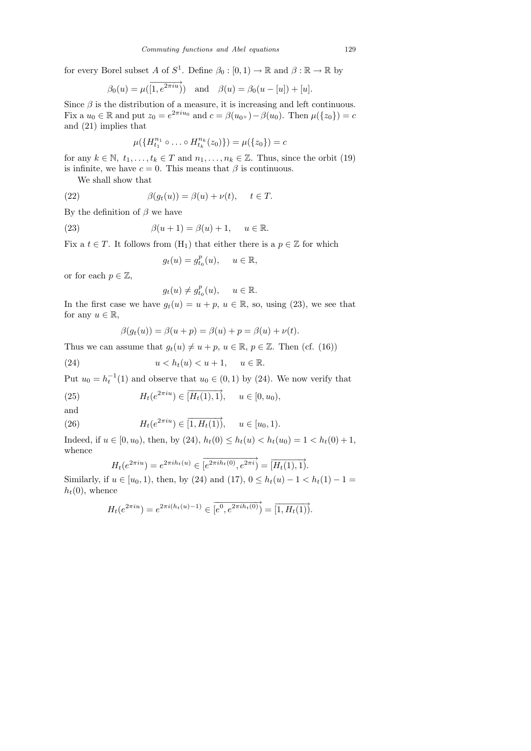for every Borel subset $A$ of $S^1$. Define $\beta_0 : [0,1) \to \mathbb{R}$ and $\beta : \mathbb{R} \to \mathbb{R}$ by

$$\beta_0(u) = \mu(\overrightarrow{[1, e^{2\pi i u})}) \quad \text{and} \quad \beta(u) = \beta_0(u - [u]) + [u].$$

Since $\beta$ is the distribution of a measure, it is increasing and left continuous. Fix a $u_0 \in \mathbb{R}$ and put $z_0 = e^{2\pi i u_0}$ and $c = \beta(u_{0+}) - \beta(u_0)$. Then $\mu(\{z_0\}) = c$ and (21) implies that

$$\mu(\{H_{t_1}^{n_1} \circ \ldots \circ H_{t_k}^{n_k}(z_0)\}) = \mu(\{z_0\}) = c$$

for any $k \in \mathbb{N}$, $t_1, \ldots, t_k \in T$ and $n_1, \ldots, n_k \in \mathbb{Z}$. Thus, since the orbit (19) is infinite, we have $c = 0$. This means that $\beta$ is continuous.

We shall show that

$$\beta(g_t(u)) = \beta(u) + \nu(t), \quad t \in T. \tag{22}$$

By the definition of $\beta$ we have

$$\beta(u+1) = \beta(u) + 1, \quad u \in \mathbb{R}. \tag{23}$$

Fix a $t \in T$. It follows from ($\mathrm{H}_1$) that either there is a $p \in \mathbb{Z}$ for which

$$g_t(u) = g_{t_0}^p(u), \quad u \in \mathbb{R},$$

or for each $p \in \mathbb{Z}$,

$$g_t(u) \neq g_{t_0}^p(u), \quad u \in \mathbb{R}.$$

In the first case we have $g_t(u) = u + p$, $u \in \mathbb{R}$, so, using (23), we see that for any $u \in \mathbb{R}$,

$$\beta(g_t(u)) = \beta(u+p) = \beta(u) + p = \beta(u) + \nu(t).$$

Thus we can assume that $g_t(u) \neq u + p$, $u \in \mathbb{R}$, $p \in \mathbb{Z}$. Then (cf. (16))

$$u < h_t(u) < u + 1, \quad u \in \mathbb{R}. \tag{24}$$

Put $u_0 = h_t^{-1}(1)$ and observe that $u_0 \in (0,1)$ by (24). We now verify that

$$H_t(e^{2\pi i u}) \in \overrightarrow{[H_t(1), 1)}, \quad u \in [0, u_0), \tag{25}$$

and

$$H_t(e^{2\pi i u}) \in \overrightarrow{[1, H_t(1))}, \quad u \in [u_0, 1). \tag{26}$$

Indeed, if $u \in [0, u_0)$, then, by (24), $h_t(0) \leq h_t(u) < h_t(u_0) = 1 < h_t(0) + 1$, whence

$$H_t(e^{2\pi i u}) = e^{2\pi i h_t(u)} \in \overrightarrow{[e^{2\pi i h_t(0)}, e^{2\pi i})} = \overrightarrow{[H_t(1), 1)}.$$

Similarly, if $u \in [u_0, 1)$, then, by (24) and (17), $0 \leq h_t(u) - 1 < h_t(1) - 1 = h_t(0)$, whence

$$H_t(e^{2\pi i u}) = e^{2\pi i (h_t(u) - 1)} \in \overrightarrow{[e^0, e^{2\pi i h_t(0)})} = \overrightarrow{[1, H_t(1))}.$$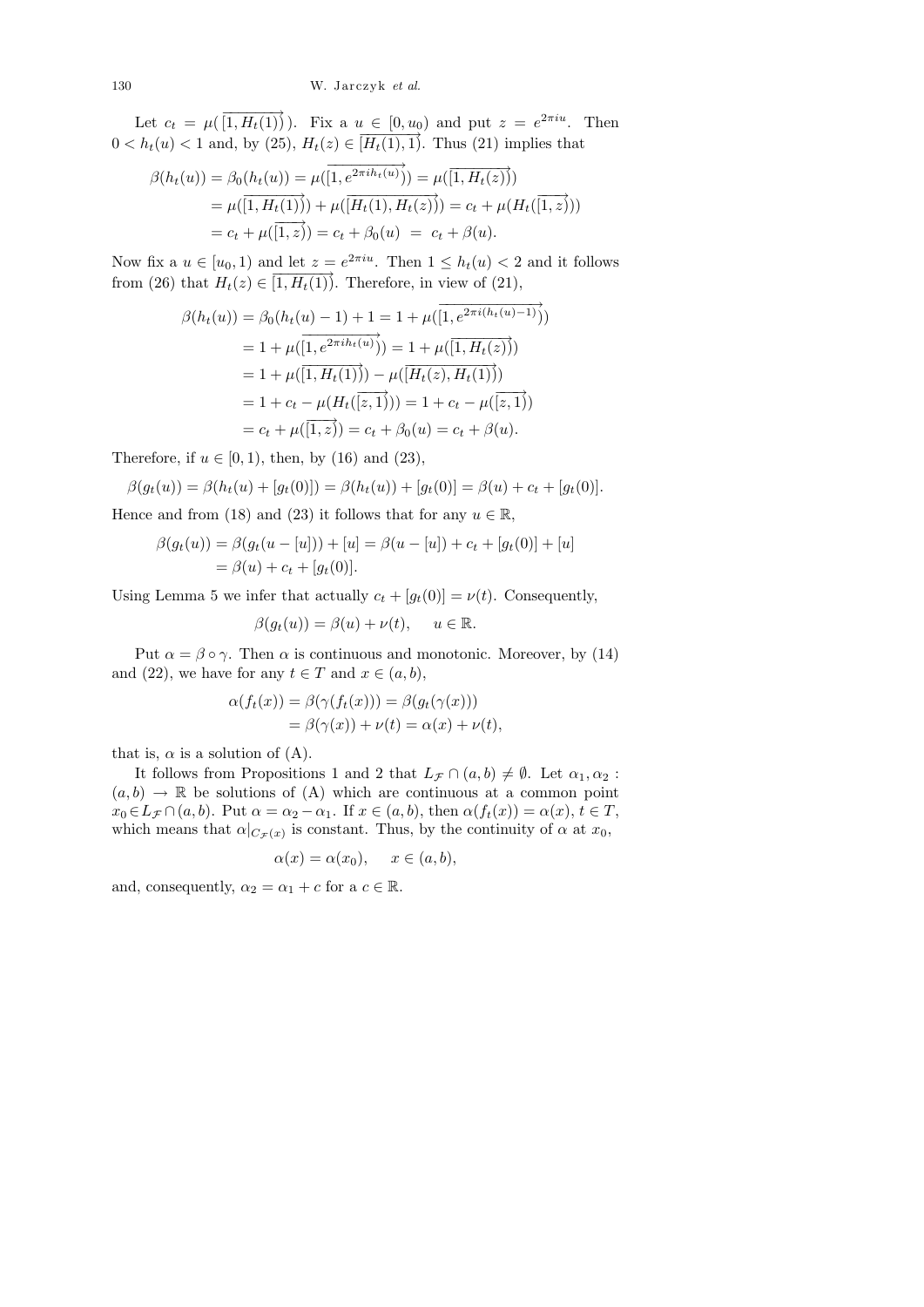Let $c_t = \mu(\overrightarrow{[1, H_t(1))})$. Fix a $u \in [0, u_0)$ and put $z = e^{2\pi i u}$. Then $0 < h_t(u) < 1$ and, by (25), $H_t(z) \in \overrightarrow{[H_t(1), 1)}$. Thus (21) implies that

$$\begin{aligned}
\beta(h_t(u)) = \beta_0(h_t(u)) &= \mu(\overrightarrow{[1, e^{2\pi i h_t(u)})}) = \mu(\overrightarrow{[1, H_t(z))}) \\
&= \mu(\overrightarrow{[1, H_t(1))}) + \mu(\overrightarrow{[H_t(1), H_t(z))}) = c_t + \mu(H_t(\overrightarrow{[1, z)})) \\
&= c_t + \mu(\overrightarrow{[1, z)}) = c_t + \beta_0(u) \ = \ c_t + \beta(u).
\end{aligned}$$

Now fix a $u \in [u_0, 1)$ and let $z = e^{2\pi i u}$. Then $1 \le h_t(u) < 2$ and it follows from (26) that $H_t(z) \in \overrightarrow{[1, H_t(1))}$. Therefore, in view of (21),

$$\begin{aligned}
\beta(h_t(u)) &= \beta_0(h_t(u) - 1) + 1 = 1 + \mu(\overrightarrow{[1, e^{2\pi i (h_t(u) - 1)})}) \\
&= 1 + \mu(\overrightarrow{[1, e^{2\pi i h_t(u)})}) = 1 + \mu(\overrightarrow{[1, H_t(z))}) \\
&= 1 + \mu(\overrightarrow{[1, H_t(1))}) - \mu(\overrightarrow{[H_t(z), H_t(1))}) \\
&= 1 + c_t - \mu(H_t(\overrightarrow{[z, 1)})) = 1 + c_t - \mu(\overrightarrow{[z, 1)}) \\
&= c_t + \mu(\overrightarrow{[1, z)}) = c_t + \beta_0(u) = c_t + \beta(u).
\end{aligned}$$

Therefore, if $u \in [0, 1)$, then, by (16) and (23),

$$\beta(g_t(u)) = \beta(h_t(u) + [g_t(0)]) = \beta(h_t(u)) + [g_t(0)] = \beta(u) + c_t + [g_t(0)].$$

Hence and from (18) and (23) it follows that for any $u \in \mathbb{R}$,

$$\begin{aligned}
\beta(g_t(u)) &= \beta(g_t(u - [u])) + [u] = \beta(u - [u]) + c_t + [g_t(0)] + [u] \\
&= \beta(u) + c_t + [g_t(0)].
\end{aligned}$$

Using Lemma 5 we infer that actually $c_t + [g_t(0)] = \nu(t)$. Consequently,

$$\beta(g_t(u)) = \beta(u) + \nu(t), \qquad u \in \mathbb{R}.$$

Put $\alpha = \beta \circ \gamma$. Then $\alpha$ is continuous and monotonic. Moreover, by (14) and (22), we have for any $t \in T$ and $x \in (a, b)$,

$$\begin{aligned}
\alpha(f_t(x)) &= \beta(\gamma(f_t(x))) = \beta(g_t(\gamma(x))) \\
&= \beta(\gamma(x)) + \nu(t) = \alpha(x) + \nu(t),
\end{aligned}$$

that is, $\alpha$ is a solution of (A).

It follows from Propositions 1 and 2 that $L_{\mathcal{F}} \cap (a, b) \neq \emptyset$. Let $\alpha_1, \alpha_2 : (a, b) \to \mathbb{R}$ be solutions of (A) which are continuous at a common point $x_0 \in L_{\mathcal{F}} \cap (a, b)$. Put $\alpha = \alpha_2 - \alpha_1$. If $x \in (a, b)$, then $\alpha(f_t(x)) = \alpha(x)$, $t \in T$, which means that $\alpha|_{C_{\mathcal{F}}(x)}$ is constant. Thus, by the continuity of $\alpha$ at $x_0$,

$$\alpha(x) = \alpha(x_0), \qquad x \in (a, b),$$

and, consequently, $\alpha_2 = \alpha_1 + c$ for a $c \in \mathbb{R}$.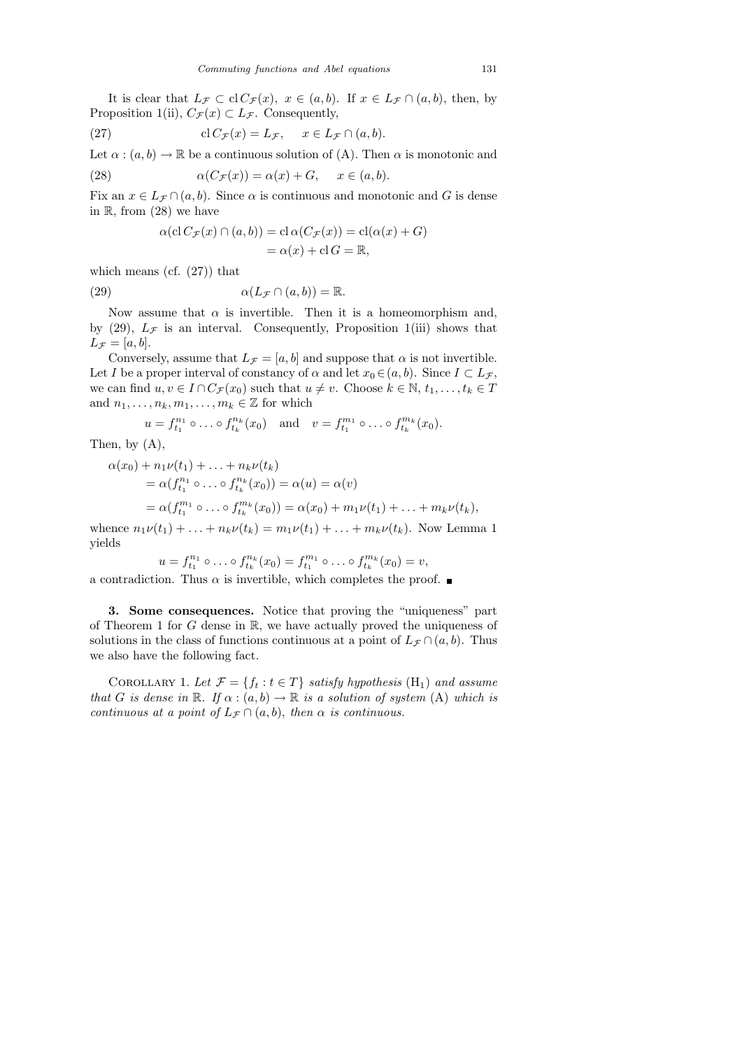It is clear that $L_{\mathcal{F}} \subset \operatorname{cl} C_{\mathcal{F}}(x)$, $x \in (a,b)$. If $x \in L_{\mathcal{F}} \cap (a,b)$, then, by Proposition 1(ii), $C_{\mathcal{F}}(x) \subset L_{\mathcal{F}}$. Consequently,

$$\operatorname{cl} C_{\mathcal{F}}(x) = L_{\mathcal{F}}, \quad x \in L_{\mathcal{F}} \cap (a,b). \tag{27}$$

Let $\alpha : (a,b) \to \mathbb{R}$ be a continuous solution of (A). Then $\alpha$ is monotonic and

$$\alpha(C_{\mathcal{F}}(x)) = \alpha(x) + G, \quad x \in (a,b). \tag{28}$$

Fix an $x \in L_{\mathcal{F}} \cap (a,b)$. Since $\alpha$ is continuous and monotonic and $G$ is dense in $\mathbb{R}$, from (28) we have

$$\begin{aligned}\alpha(\operatorname{cl} C_{\mathcal{F}}(x) \cap (a,b)) &= \operatorname{cl} \alpha(C_{\mathcal{F}}(x)) = \operatorname{cl}(\alpha(x) + G) \\ &= \alpha(x) + \operatorname{cl} G = \mathbb{R},\end{aligned}$$

which means (cf. (27)) that

$$\alpha(L_{\mathcal{F}} \cap (a,b)) = \mathbb{R}. \tag{29}$$

Now assume that $\alpha$ is invertible. Then it is a homeomorphism and, by (29), $L_{\mathcal{F}}$ is an interval. Consequently, Proposition 1(iii) shows that $L_{\mathcal{F}} = [a,b]$.

Conversely, assume that $L_{\mathcal{F}} = [a,b]$ and suppose that $\alpha$ is not invertible. Let $I$ be a proper interval of constancy of $\alpha$ and let $x_0 \in (a,b)$. Since $I \subset L_{\mathcal{F}}$, we can find $u, v \in I \cap C_{\mathcal{F}}(x_0)$ such that $u \neq v$. Choose $k \in \mathbb{N}$, $t_1, \ldots, t_k \in T$ and $n_1, \ldots, n_k, m_1, \ldots, m_k \in \mathbb{Z}$ for which

$$u = f_{t_1}^{n_1} \circ \ldots \circ f_{t_k}^{n_k}(x_0) \quad \text{and} \quad v = f_{t_1}^{m_1} \circ \ldots \circ f_{t_k}^{m_k}(x_0).$$

Then, by (A),

$$\begin{aligned}&\alpha(x_0) + n_1\nu(t_1) + \ldots + n_k\nu(t_k) \\ &\quad = \alpha(f_{t_1}^{n_1} \circ \ldots \circ f_{t_k}^{n_k}(x_0)) = \alpha(u) = \alpha(v) \\ &\quad = \alpha(f_{t_1}^{m_1} \circ \ldots \circ f_{t_k}^{m_k}(x_0)) = \alpha(x_0) + m_1\nu(t_1) + \ldots + m_k\nu(t_k),\end{aligned}$$

whence $n_1\nu(t_1) + \ldots + n_k\nu(t_k) = m_1\nu(t_1) + \ldots + m_k\nu(t_k)$. Now Lemma 1 yields

$$u = f_{t_1}^{n_1} \circ \ldots \circ f_{t_k}^{n_k}(x_0) = f_{t_1}^{m_1} \circ \ldots \circ f_{t_k}^{m_k}(x_0) = v,$$

a contradiction. Thus $\alpha$ is invertible, which completes the proof. ∎

**3. Some consequences.** Notice that proving the "uniqueness" part of Theorem 1 for $G$ dense in $\mathbb{R}$, we have actually proved the uniqueness of solutions in the class of functions continuous at a point of $L_{\mathcal{F}} \cap (a,b)$. Thus we also have the following fact.

COROLLARY 1. *Let $\mathcal{F} = \{f_t : t \in T\}$ satisfy hypothesis* ($\mathrm{H}_1$) *and assume that $G$ is dense in $\mathbb{R}$. If $\alpha : (a,b) \to \mathbb{R}$ is a solution of system* (A) *which is continuous at a point of $L_{\mathcal{F}} \cap (a,b)$, then $\alpha$ is continuous.*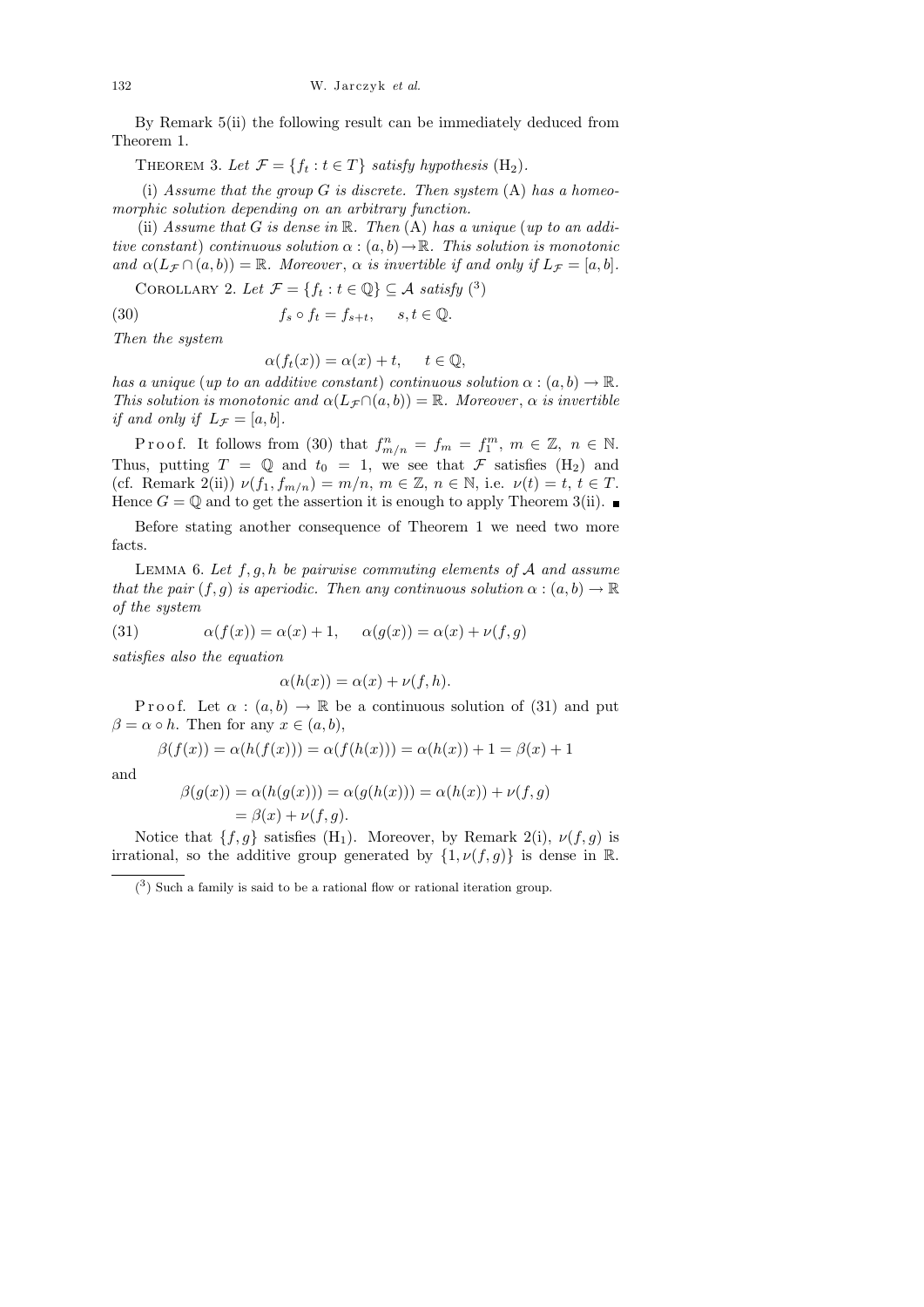By Remark 5(ii) the following result can be immediately deduced from Theorem 1.

Theorem 3. *Let $\mathcal{F} = \{f_t : t \in T\}$ satisfy hypothesis* ($\mathrm{H}_2$).

(i) *Assume that the group $G$ is discrete. Then system* (A) *has a homeomorphic solution depending on an arbitrary function.*

(ii) *Assume that $G$ is dense in $\mathbb{R}$. Then* (A) *has a unique* (*up to an additive constant*) *continuous solution $\alpha : (a,b) \to \mathbb{R}$. This solution is monotonic and $\alpha(L_{\mathcal{F}} \cap (a,b)) = \mathbb{R}$. Moreover, $\alpha$ is invertible if and only if $L_{\mathcal{F}} = [a,b]$.*

Corollary 2. *Let $\mathcal{F} = \{f_t : t \in \mathbb{Q}\} \subseteq \mathcal{A}$ satisfy* [3]

$$f_s \circ f_t = f_{s+t}, \quad s,t \in \mathbb{Q}. \tag{30}$$

*Then the system*

$$\alpha(f_t(x)) = \alpha(x) + t, \quad t \in \mathbb{Q},$$

*has a unique* (*up to an additive constant*) *continuous solution $\alpha : (a,b) \to \mathbb{R}$. This solution is monotonic and $\alpha(L_{\mathcal{F}} \cap (a,b)) = \mathbb{R}$. Moreover, $\alpha$ is invertible if and only if $L_{\mathcal{F}} = [a,b]$.*

Proof. It follows from (30) that $f_{m/n}^n = f_m = f_1^m$, $m \in \mathbb{Z}$, $n \in \mathbb{N}$. Thus, putting $T = \mathbb{Q}$ and $t_0 = 1$, we see that $\mathcal{F}$ satisfies ($\mathrm{H}_2$) and (cf. Remark 2(ii)) $\nu(f_1, f_{m/n}) = m/n$, $m \in \mathbb{Z}$, $n \in \mathbb{N}$, i.e. $\nu(t) = t$, $t \in T$. Hence $G = \mathbb{Q}$ and to get the assertion it is enough to apply Theorem 3(ii). ∎

Before stating another consequence of Theorem 1 we need two more facts.

Lemma 6. *Let $f, g, h$ be pairwise commuting elements of $\mathcal{A}$ and assume that the pair $(f,g)$ is aperiodic. Then any continuous solution $\alpha : (a,b) \to \mathbb{R}$ of the system*

$$\alpha(f(x)) = \alpha(x) + 1, \quad \alpha(g(x)) = \alpha(x) + \nu(f,g) \tag{31}$$

*satisfies also the equation*

$$\alpha(h(x)) = \alpha(x) + \nu(f,h).$$

Proof. Let $\alpha : (a,b) \to \mathbb{R}$ be a continuous solution of (31) and put $\beta = \alpha \circ h$. Then for any $x \in (a,b)$,

$$\beta(f(x)) = \alpha(h(f(x))) = \alpha(f(h(x))) = \alpha(h(x)) + 1 = \beta(x) + 1$$

and

$$\begin{aligned}\beta(g(x)) &= \alpha(h(g(x))) = \alpha(g(h(x))) = \alpha(h(x)) + \nu(f,g) \\ &= \beta(x) + \nu(f,g).\end{aligned}$$

Notice that $\{f,g\}$ satisfies ($\mathrm{H}_1$). Moreover, by Remark 2(i), $\nu(f,g)$ is irrational, so the additive group generated by $\{1, \nu(f,g)\}$ is dense in $\mathbb{R}$.

[3] Such a family is said to be a rational flow or rational iteration group.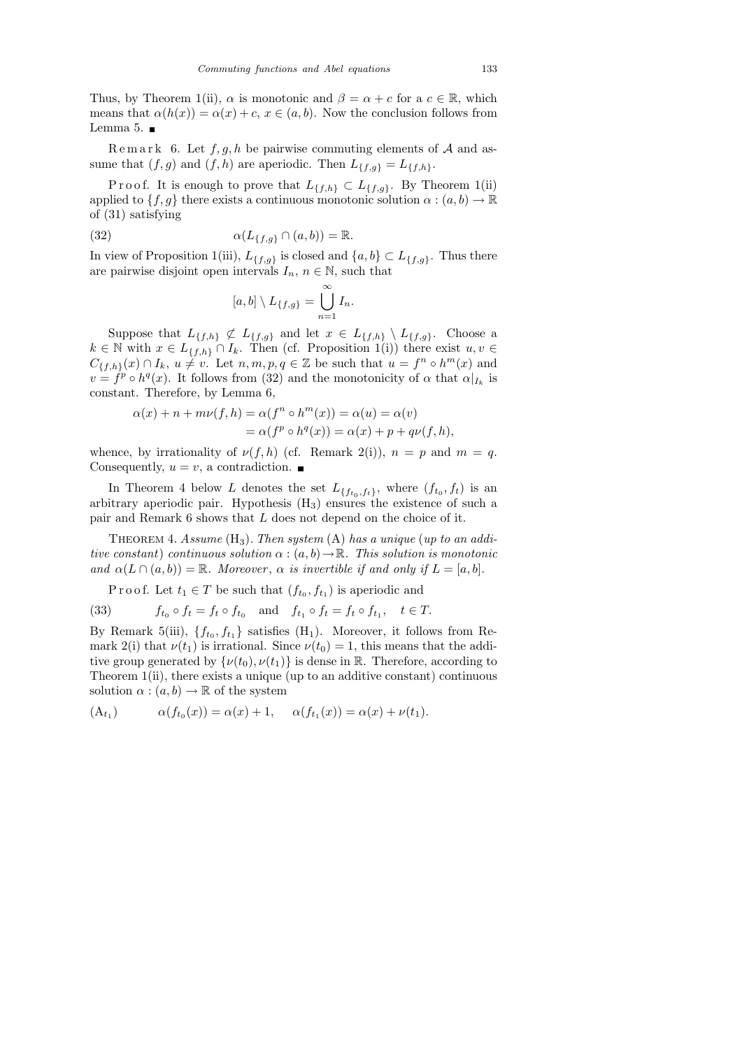Thus, by Theorem 1(ii), $\alpha$ is monotonic and $\beta = \alpha + c$ for a $c \in \mathbb{R}$, which means that $\alpha(h(x)) = \alpha(x) + c$, $x \in (a, b)$. Now the conclusion follows from Lemma 5. ∎

Remark 6. Let $f, g, h$ be pairwise commuting elements of $\mathcal{A}$ and assume that $(f, g)$ and $(f, h)$ are aperiodic. Then $L_{\{f,g\}} = L_{\{f,h\}}$.

Proof. It is enough to prove that $L_{\{f,h\}} \subset L_{\{f,g\}}$. By Theorem 1(ii) applied to $\{f, g\}$ there exists a continuous monotonic solution $\alpha : (a, b) \to \mathbb{R}$ of (31) satisfying

$$\alpha(L_{\{f,g\}} \cap (a, b)) = \mathbb{R}. \tag{32}$$

In view of Proposition 1(iii), $L_{\{f,g\}}$ is closed and $\{a, b\} \subset L_{\{f,g\}}$. Thus there are pairwise disjoint open intervals $I_n$, $n \in \mathbb{N}$, such that

$$[a, b] \setminus L_{\{f,g\}} = \bigcup_{n=1}^{\infty} I_n.$$

Suppose that $L_{\{f,h\}} \not\subset L_{\{f,g\}}$ and let $x \in L_{\{f,h\}} \setminus L_{\{f,g\}}$. Choose a $k \in \mathbb{N}$ with $x \in L_{\{f,h\}} \cap I_k$. Then (cf. Proposition 1(i)) there exist $u, v \in C_{\{f,h\}}(x) \cap I_k$, $u \neq v$. Let $n, m, p, q \in \mathbb{Z}$ be such that $u = f^n \circ h^m(x)$ and $v = f^p \circ h^q(x)$. It follows from (32) and the monotonicity of $\alpha$ that $\alpha|_{I_k}$ is constant. Therefore, by Lemma 6,

$$\begin{aligned}\alpha(x) + n + m\nu(f, h) &= \alpha(f^n \circ h^m(x)) = \alpha(u) = \alpha(v) \\ &= \alpha(f^p \circ h^q(x)) = \alpha(x) + p + q\nu(f, h),\end{aligned}$$

whence, by irrationality of $\nu(f, h)$ (cf. Remark 2(i)), $n = p$ and $m = q$. Consequently, $u = v$, a contradiction. ∎

In Theorem 4 below $L$ denotes the set $L_{\{f_{t_0}, f_t\}}$, where $(f_{t_0}, f_t)$ is an arbitrary aperiodic pair. Hypothesis $(\mathrm{H}_3)$ ensures the existence of such a pair and Remark 6 shows that $L$ does not depend on the choice of it.

Theorem 4. *Assume* $(\mathrm{H}_3)$. *Then system* (A) *has a unique* (*up to an additive constant*) *continuous solution* $\alpha : (a, b) \to \mathbb{R}$. *This solution is monotonic and* $\alpha(L \cap (a, b)) = \mathbb{R}$. *Moreover*, $\alpha$ *is invertible if and only if* $L = [a, b]$.

Proof. Let $t_1 \in T$ be such that $(f_{t_0}, f_{t_1})$ is aperiodic and

$$f_{t_0} \circ f_t = f_t \circ f_{t_0} \quad \text{and} \quad f_{t_1} \circ f_t = f_t \circ f_{t_1}, \quad t \in T. \tag{33}$$

By Remark 5(iii), $\{f_{t_0}, f_{t_1}\}$ satisfies $(\mathrm{H}_1)$. Moreover, it follows from Remark 2(i) that $\nu(t_1)$ is irrational. Since $\nu(t_0) = 1$, this means that the additive group generated by $\{\nu(t_0), \nu(t_1)\}$ is dense in $\mathbb{R}$. Therefore, according to Theorem 1(ii), there exists a unique (up to an additive constant) continuous solution $\alpha : (a, b) \to \mathbb{R}$ of the system

$$\alpha(f_{t_0}(x)) = \alpha(x) + 1, \quad \alpha(f_{t_1}(x)) = \alpha(x) + \nu(t_1). \tag{$\mathrm{A}_{t_1}$}$$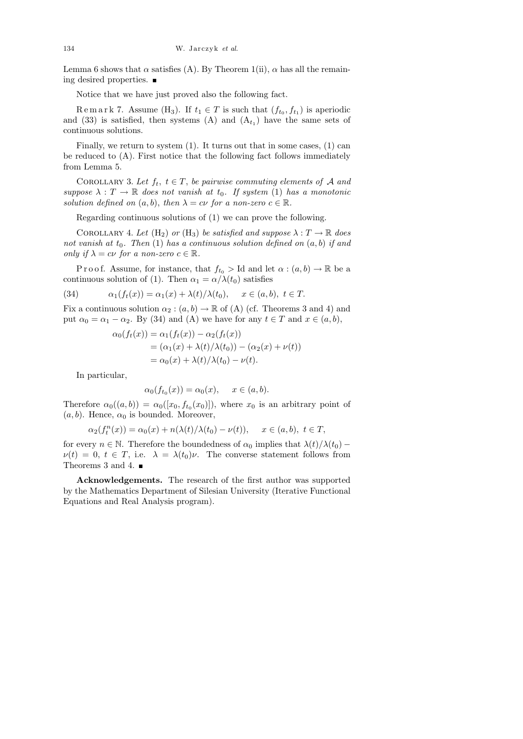Lemma 6 shows that $\alpha$ satisfies (A). By Theorem 1(ii), $\alpha$ has all the remaining desired properties. ■

Notice that we have just proved also the following fact.

Remark 7. Assume $(\mathrm{H}_3)$. If $t_1 \in T$ is such that $(f_{t_0}, f_{t_1})$ is aperiodic and (33) is satisfied, then systems (A) and $(\mathrm{A}_{t_1})$ have the same sets of continuous solutions.

Finally, we return to system (1). It turns out that in some cases, (1) can be reduced to (A). First notice that the following fact follows immediately from Lemma 5.

Corollary 3. *Let $f_t$, $t \in T$, be pairwise commuting elements of $\mathcal{A}$ and suppose $\lambda : T \to \mathbb{R}$ does not vanish at $t_0$. If system (1) has a monotonic solution defined on $(a, b)$, then $\lambda = c\nu$ for a non-zero $c \in \mathbb{R}$.*

Regarding continuous solutions of (1) we can prove the following.

Corollary 4. *Let $(\mathrm{H}_2)$ or $(\mathrm{H}_3)$ be satisfied and suppose $\lambda : T \to \mathbb{R}$ does not vanish at $t_0$. Then (1) has a continuous solution defined on $(a, b)$ if and only if $\lambda = c\nu$ for a non-zero $c \in \mathbb{R}$.*

Proof. Assume, for instance, that $f_{t_0} > \mathrm{Id}$ and let $\alpha : (a, b) \to \mathbb{R}$ be a continuous solution of (1). Then $\alpha_1 = \alpha/\lambda(t_0)$ satisfies

$$\alpha_1(f_t(x)) = \alpha_1(x) + \lambda(t)/\lambda(t_0), \quad x \in (a, b),\ t \in T. \tag{34}$$

Fix a continuous solution $\alpha_2 : (a, b) \to \mathbb{R}$ of (A) (cf. Theorems 3 and 4) and put $\alpha_0 = \alpha_1 - \alpha_2$. By (34) and (A) we have for any $t \in T$ and $x \in (a, b)$,

$$\begin{aligned}
\alpha_0(f_t(x)) &= \alpha_1(f_t(x)) - \alpha_2(f_t(x)) \\
&= (\alpha_1(x) + \lambda(t)/\lambda(t_0)) - (\alpha_2(x) + \nu(t)) \\
&= \alpha_0(x) + \lambda(t)/\lambda(t_0) - \nu(t).
\end{aligned}$$

In particular,

$$\alpha_0(f_{t_0}(x)) = \alpha_0(x), \quad x \in (a, b).$$

Therefore $\alpha_0((a, b)) = \alpha_0([x_0, f_{t_0}(x_0)])$, where $x_0$ is an arbitrary point of $(a, b)$. Hence, $\alpha_0$ is bounded. Moreover,

$$\alpha_2(f_t^n(x)) = \alpha_0(x) + n(\lambda(t)/\lambda(t_0) - \nu(t)), \quad x \in (a, b),\ t \in T,$$

for every $n \in \mathbb{N}$. Therefore the boundedness of $\alpha_0$ implies that $\lambda(t)/\lambda(t_0) - \nu(t) = 0$, $t \in T$, i.e. $\lambda = \lambda(t_0)\nu$. The converse statement follows from Theorems 3 and 4. ■

**Acknowledgements.** The research of the first author was supported by the Mathematics Department of Silesian University (Iterative Functional Equations and Real Analysis program).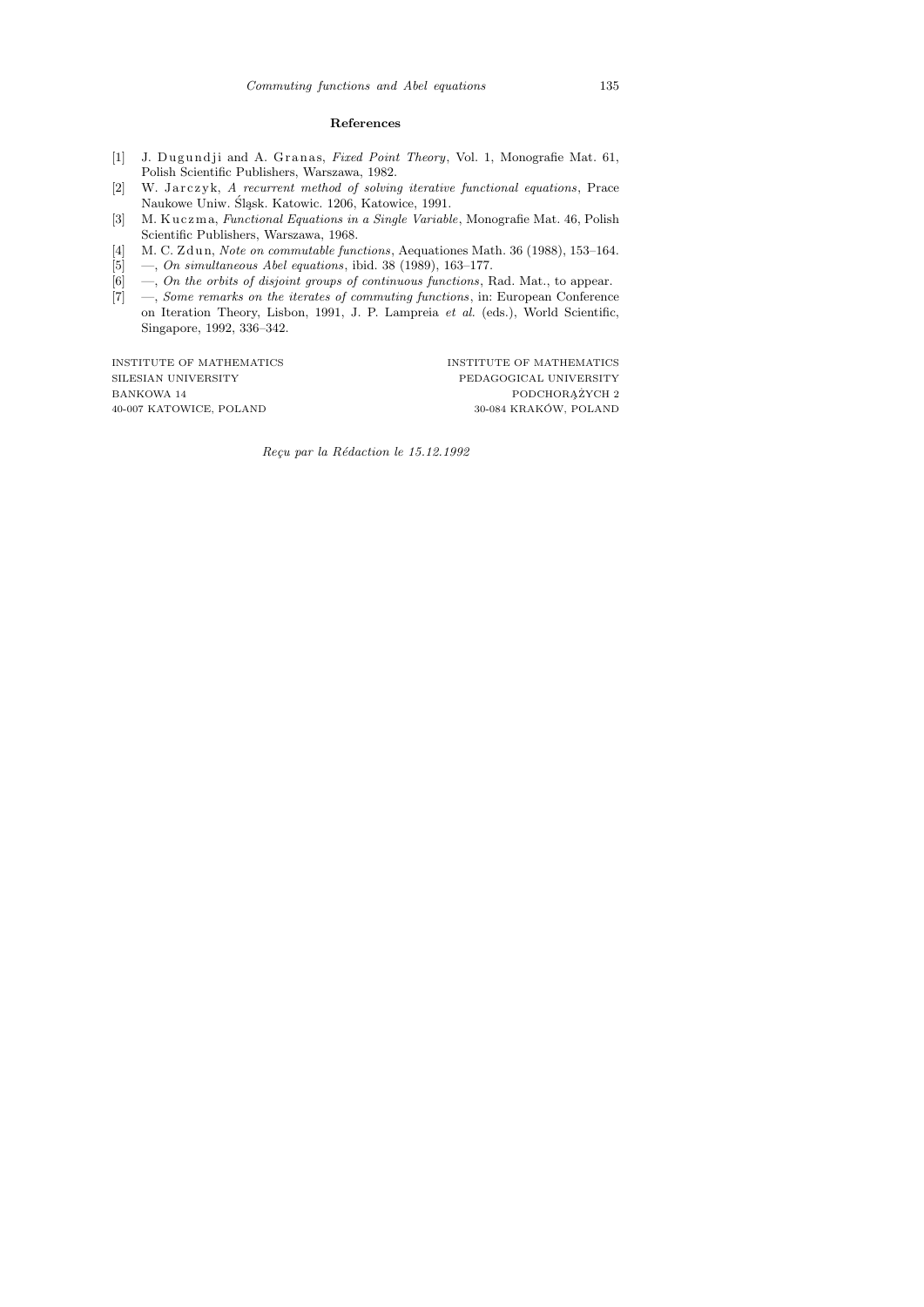## References

[1] J. Dugundji and A. Granas, *Fixed Point Theory*, Vol. 1, Monografie Mat. 61, Polish Scientific Publishers, Warszawa, 1982.

[2] W. Jarczyk, *A recurrent method of solving iterative functional equations*, Prace Naukowe Uniw. Śląsk. Katowic. 1206, Katowice, 1991.

[3] M. Kuczma, *Functional Equations in a Single Variable*, Monografie Mat. 46, Polish Scientific Publishers, Warszawa, 1968.

[4] M. C. Zdun, *Note on commutable functions*, Aequationes Math. 36 (1988), 153–164.

[5] —, *On simultaneous Abel equations*, ibid. 38 (1989), 163–177.

[6] —, *On the orbits of disjoint groups of continuous functions*, Rad. Mat., to appear.

[7] —, *Some remarks on the iterates of commuting functions*, in: European Conference on Iteration Theory, Lisbon, 1991, J. P. Lampreia *et al.* (eds.), World Scientific, Singapore, 1992, 336–342.

INSTITUTE OF MATHEMATICS
SILESIAN UNIVERSITY
BANKOWA 14
40-007 KATOWICE, POLAND

INSTITUTE OF MATHEMATICS
PEDAGOGICAL UNIVERSITY
PODCHORĄŻYCH 2
30-084 KRAKÓW, POLAND

*Reçu par la Rédaction le 15.12.1992*